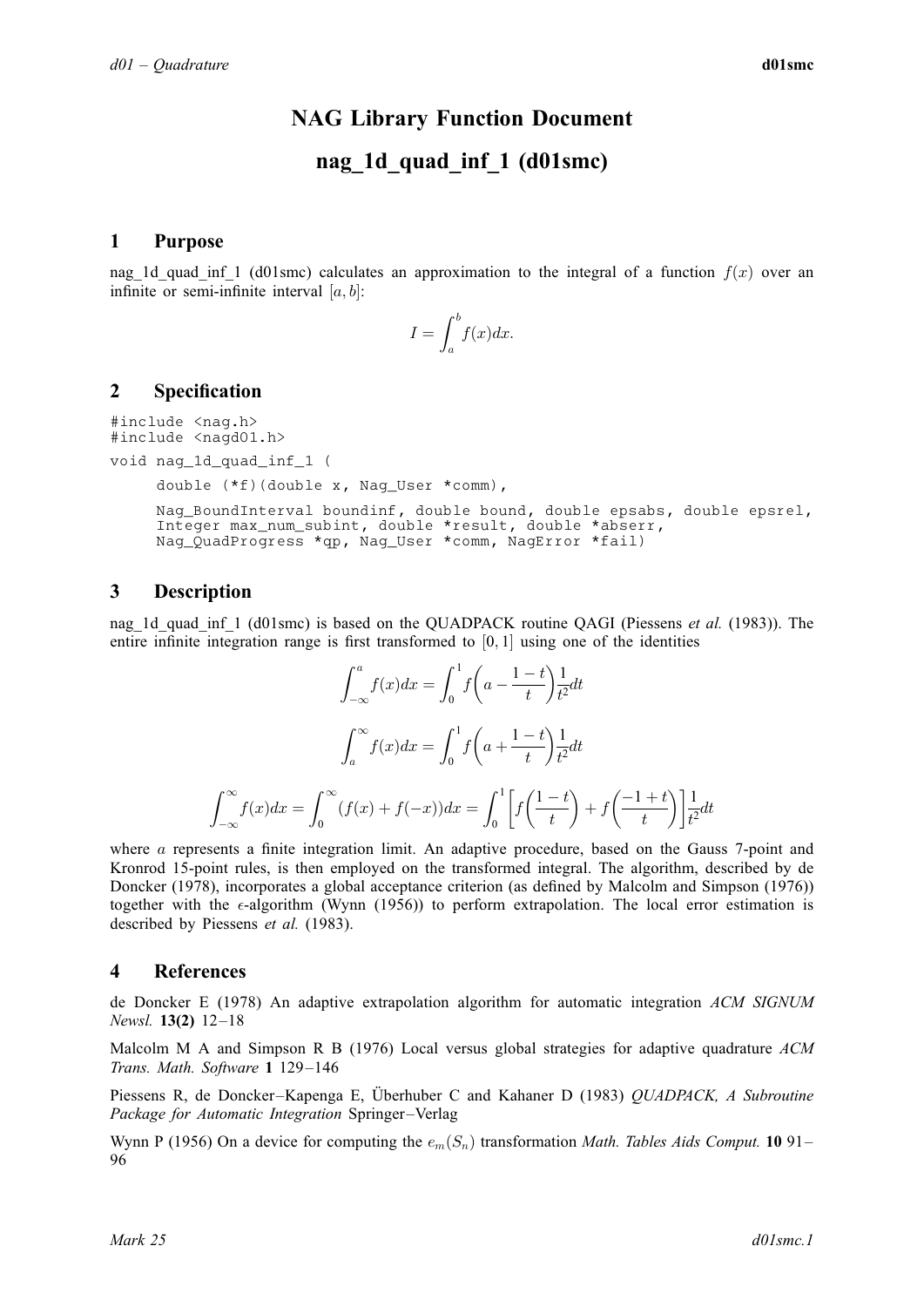# NAG Library Function Document

# nag_1d_quad_inf_1 (d01smc)

## 1 Purpose

nag_1d_quad_inf_1 (d01smc) calculates an approximation to the integral of a function $f(x)$ over an infinite or semi-infinite interval $[a, b]$:

$$I = \int_a^b f(x)dx.$$

## 2 Specification

```
#include <nag.h>
#include <nagd01.h>
void nag_1d_quad_inf_1 (
     double (*f)(double x, Nag_User *comm),
     Nag_BoundInterval boundinf, double bound, double epsabs, double epsrel,
     Integer max_num_subint, double *result, double *abserr,
     Nag_QuadProgress *qp, Nag_User *comm, NagError *fail)
```

## 3 Description

nag_1d_quad_inf_1 (d01smc) is based on the QUADPACK routine QAGI (Piessens *et al.* (1983)). The entire infinite integration range is first transformed to $[0, 1]$ using one of the identities

$$\int_{-\infty}^{a} f(x)dx = \int_0^1 f\left(a - \frac{1-t}{t}\right)\frac{1}{t^2}dt$$

$$\int_{a}^{\infty} f(x)dx = \int_0^1 f\left(a + \frac{1-t}{t}\right)\frac{1}{t^2}dt$$

$$\int_{-\infty}^{\infty} f(x)dx = \int_0^{\infty}(f(x) + f(-x))dx = \int_0^1 \left[f\left(\frac{1-t}{t}\right) + f\left(\frac{-1+t}{t}\right)\right]\frac{1}{t^2}dt$$

where $a$ represents a finite integration limit. An adaptive procedure, based on the Gauss 7-point and Kronrod 15-point rules, is then employed on the transformed integral. The algorithm, described by de Doncker (1978), incorporates a global acceptance criterion (as defined by Malcolm and Simpson (1976)) together with the $\epsilon$-algorithm (Wynn (1956)) to perform extrapolation. The local error estimation is described by Piessens *et al.* (1983).

## 4 References

de Doncker E (1978) An adaptive extrapolation algorithm for automatic integration *ACM SIGNUM Newsl.* **13(2)** 12–18

Malcolm M A and Simpson R B (1976) Local versus global strategies for adaptive quadrature *ACM Trans. Math. Software* **1** 129–146

Piessens R, de Doncker–Kapenga E, Überhuber C and Kahaner D (1983) *QUADPACK, A Subroutine Package for Automatic Integration* Springer–Verlag

Wynn P (1956) On a device for computing the $e_m(S_n)$ transformation *Math. Tables Aids Comput.* **10** 91–96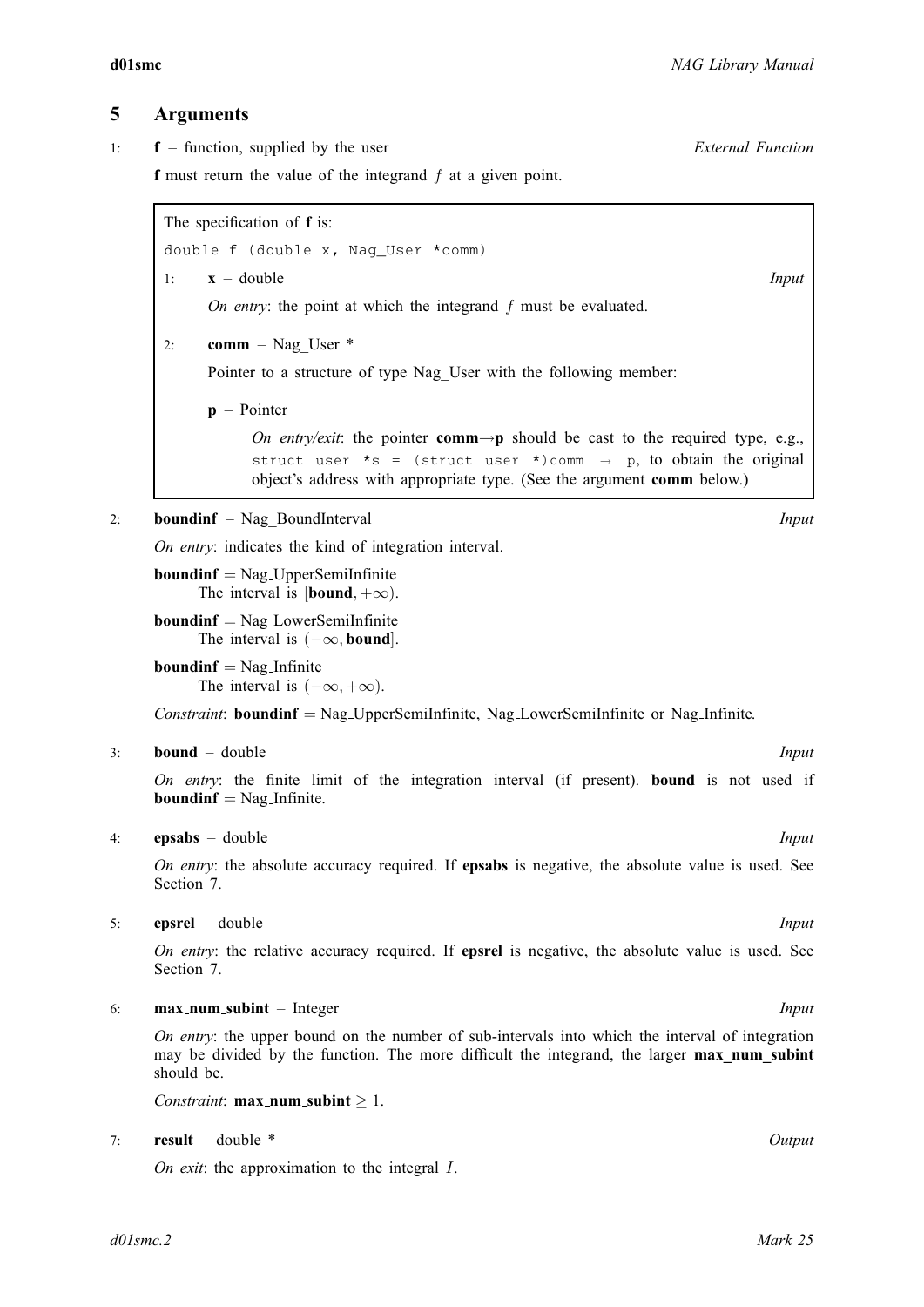## 5 Arguments

1: **f** – function, supplied by the user *External Function*

**f** must return the value of the integrand $f$ at a given point.

> The specification of **f** is:
>
> ```
> double f (double x, Nag_User *comm)
> ```
>
> 1: **x** – double *Input*
>
> *On entry*: the point at which the integrand $f$ must be evaluated.
>
> 2: **comm** – Nag_User *
>
> Pointer to a structure of type Nag_User with the following member:
>
> **p** – Pointer
>
> *On entry/exit*: the pointer **comm**→**p** should be cast to the required type, e.g., `struct user *s = (struct user *)comm → p`, to obtain the original object's address with appropriate type. (See the argument **comm** below.)

2: **boundinf** – Nag_BoundInterval *Input*

*On entry*: indicates the kind of integration interval.

**boundinf** = Nag_UpperSemiInfinite
The interval is $[\mathbf{bound}, +\infty)$.

**boundinf** = Nag_LowerSemiInfinite
The interval is $(-\infty, \mathbf{bound}]$.

**boundinf** = Nag_Infinite
The interval is $(-\infty, +\infty)$.

*Constraint*: **boundinf** = Nag_UpperSemiInfinite, Nag_LowerSemiInfinite or Nag_Infinite.

3: **bound** – double *Input*

*On entry*: the finite limit of the integration interval (if present). **bound** is not used if **boundinf** = Nag_Infinite.

4: **epsabs** – double *Input*

*On entry*: the absolute accuracy required. If **epsabs** is negative, the absolute value is used. See Section 7.

5: **epsrel** – double *Input*

*On entry*: the relative accuracy required. If **epsrel** is negative, the absolute value is used. See Section 7.

6: **max_num_subint** – Integer *Input*

*On entry*: the upper bound on the number of sub-intervals into which the interval of integration may be divided by the function. The more difficult the integrand, the larger **max_num_subint** should be.

*Constraint*: **max_num_subint** $\geq 1$.

7: **result** – double * *Output*

*On exit*: the approximation to the integral $I$.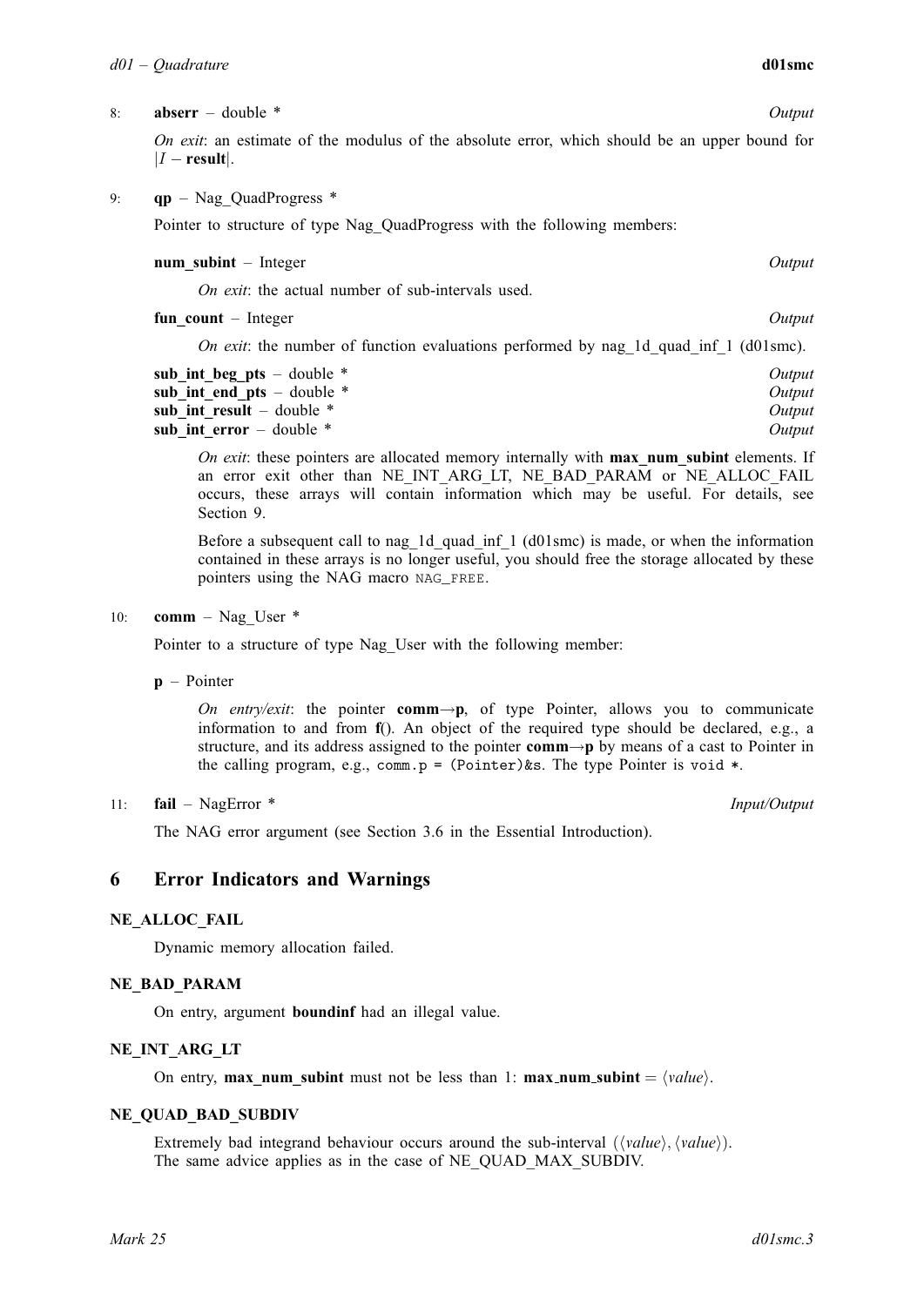8: **abserr** – double * *Output*

*On exit*: an estimate of the modulus of the absolute error, which should be an upper bound for $|I - \textbf{result}|$.

9: **qp** – Nag_QuadProgress *

Pointer to structure of type Nag_QuadProgress with the following members:

**num_subint** – Integer *Output*

*On exit*: the actual number of sub-intervals used.

**fun_count** – Integer *Output*

*On exit*: the number of function evaluations performed by nag_1d_quad_inf_1 (d01smc).

**sub_int_beg_pts** – double * *Output*
**sub_int_end_pts** – double * *Output*
**sub_int_result** – double * *Output*
**sub_int_error** – double * *Output*

*On exit*: these pointers are allocated memory internally with **max_num_subint** elements. If an error exit other than NE_INT_ARG_LT, NE_BAD_PARAM or NE_ALLOC_FAIL occurs, these arrays will contain information which may be useful. For details, see Section 9.

Before a subsequent call to nag_1d_quad_inf_1 (d01smc) is made, or when the information contained in these arrays is no longer useful, you should free the storage allocated by these pointers using the NAG macro `NAG_FREE`.

10: **comm** – Nag_User *

Pointer to a structure of type Nag_User with the following member:

**p** – Pointer

*On entry/exit*: the pointer **comm→p**, of type Pointer, allows you to communicate information to and from **f**(). An object of the required type should be declared, e.g., a structure, and its address assigned to the pointer **comm→p** by means of a cast to Pointer in the calling program, e.g., `comm.p = (Pointer)&s`. The type Pointer is `void *`.

11: **fail** – NagError * *Input/Output*

The NAG error argument (see Section 3.6 in the Essential Introduction).

## 6 Error Indicators and Warnings

**NE_ALLOC_FAIL**

Dynamic memory allocation failed.

**NE_BAD_PARAM**

On entry, argument **boundinf** had an illegal value.

**NE_INT_ARG_LT**

On entry, **max_num_subint** must not be less than 1: **max_num_subint** = ⟨*value*⟩.

**NE_QUAD_BAD_SUBDIV**

Extremely bad integrand behaviour occurs around the sub-interval (⟨*value*⟩, ⟨*value*⟩).
The same advice applies as in the case of NE_QUAD_MAX_SUBDIV.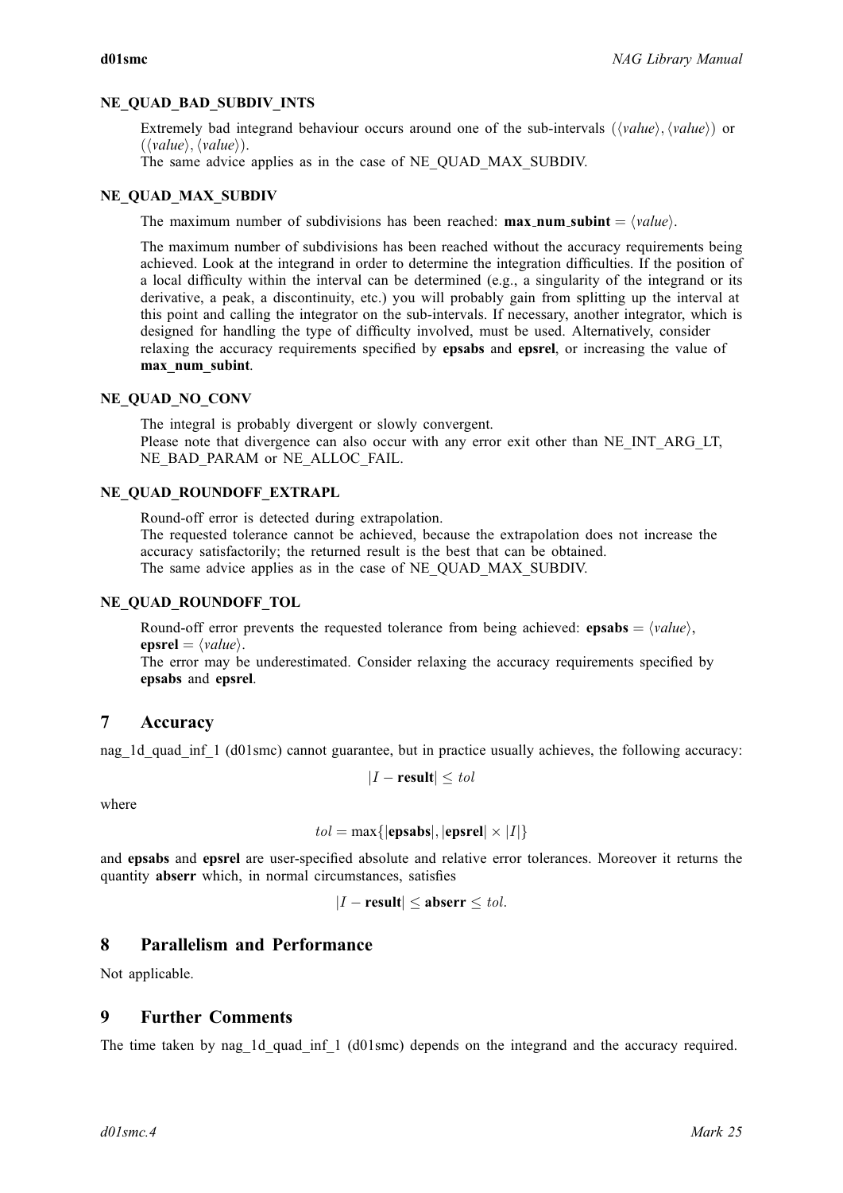**NE_QUAD_BAD_SUBDIV_INTS**

Extremely bad integrand behaviour occurs around one of the sub-intervals $(\langle value \rangle, \langle value \rangle)$ or $(\langle value \rangle, \langle value \rangle)$.
The same advice applies as in the case of NE_QUAD_MAX_SUBDIV.

**NE_QUAD_MAX_SUBDIV**

The maximum number of subdivisions has been reached: **max_num_subint** $= \langle value \rangle$.

The maximum number of subdivisions has been reached without the accuracy requirements being achieved. Look at the integrand in order to determine the integration difficulties. If the position of a local difficulty within the interval can be determined (e.g., a singularity of the integrand or its derivative, a peak, a discontinuity, etc.) you will probably gain from splitting up the interval at this point and calling the integrator on the sub-intervals. If necessary, another integrator, which is designed for handling the type of difficulty involved, must be used. Alternatively, consider relaxing the accuracy requirements specified by **epsabs** and **epsrel**, or increasing the value of **max_num_subint**.

**NE_QUAD_NO_CONV**

The integral is probably divergent or slowly convergent.
Please note that divergence can also occur with any error exit other than NE_INT_ARG_LT, NE_BAD_PARAM or NE_ALLOC_FAIL.

**NE_QUAD_ROUNDOFF_EXTRAPL**

Round-off error is detected during extrapolation.
The requested tolerance cannot be achieved, because the extrapolation does not increase the accuracy satisfactorily; the returned result is the best that can be obtained.
The same advice applies as in the case of NE_QUAD_MAX_SUBDIV.

**NE_QUAD_ROUNDOFF_TOL**

Round-off error prevents the requested tolerance from being achieved: **epsabs** $= \langle value \rangle$, **epsrel** $= \langle value \rangle$.
The error may be underestimated. Consider relaxing the accuracy requirements specified by **epsabs** and **epsrel**.

## 7 Accuracy

nag_1d_quad_inf_1 (d01smc) cannot guarantee, but in practice usually achieves, the following accuracy:

$$|I - \mathbf{result}| \leq tol$$

where

$$tol = \max\{|\mathbf{epsabs}|, |\mathbf{epsrel}| \times |I|\}$$

and **epsabs** and **epsrel** are user-specified absolute and relative error tolerances. Moreover it returns the quantity **abserr** which, in normal circumstances, satisfies

$$|I - \mathbf{result}| \leq \mathbf{abserr} \leq tol.$$

## 8 Parallelism and Performance

Not applicable.

## 9 Further Comments

The time taken by nag_1d_quad_inf_1 (d01smc) depends on the integrand and the accuracy required.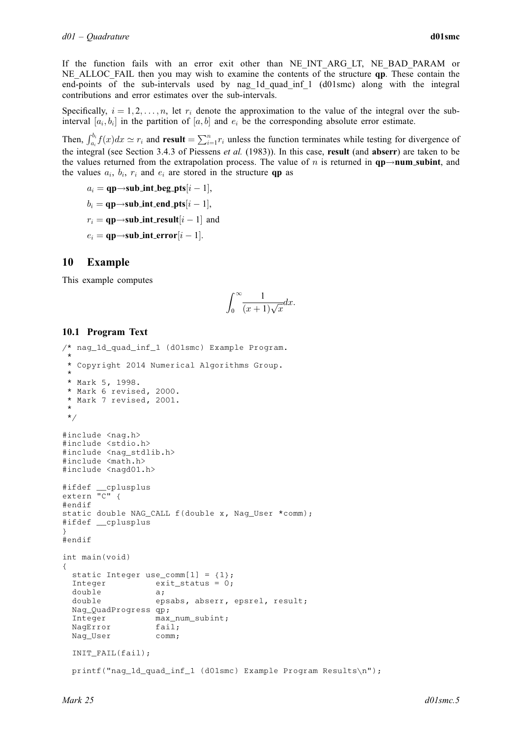If the function fails with an error exit other than NE_INT_ARG_LT, NE_BAD_PARAM or NE_ALLOC_FAIL then you may wish to examine the contents of the structure **qp**. These contain the end-points of the sub-intervals used by nag_1d_quad_inf_1 (d01smc) along with the integral contributions and error estimates over the sub-intervals.

Specifically, $i = 1, 2, \ldots, n$, let $r_i$ denote the approximation to the value of the integral over the sub-interval $[a_i, b_i]$ in the partition of $[a, b]$ and $e_i$ be the corresponding absolute error estimate.

Then, $\int_{a_i}^{b_i} f(x)dx \simeq r_i$ and **result** $= \sum_{i=1}^{n} r_i$ unless the function terminates while testing for divergence of the integral (see Section 3.4.3 of Piessens *et al.* (1983)). In this case, **result** (and **abserr**) are taken to be the values returned from the extrapolation process. The value of $n$ is returned in **qp→num_subint**, and the values $a_i$, $b_i$, $r_i$ and $e_i$ are stored in the structure **qp** as

$a_i =$ **qp→sub_int_beg_pts**$[i-1]$,

$b_i =$ **qp→sub_int_end_pts**$[i-1]$,

$r_i =$ **qp→sub_int_result**$[i-1]$ and

$e_i =$ **qp→sub_int_error**$[i-1]$.

# 10 Example

This example computes

$$\int_0^\infty \frac{1}{(x+1)\sqrt{x}} dx.$$

## 10.1 Program Text

```
/* nag_1d_quad_inf_1 (d01smc) Example Program.
 *
 * Copyright 2014 Numerical Algorithms Group.
 *
 * Mark 5, 1998.
 * Mark 6 revised, 2000.
 * Mark 7 revised, 2001.
 *
 */

#include <nag.h>
#include <stdio.h>
#include <nag_stdlib.h>
#include <math.h>
#include <nagd01.h>

#ifdef __cplusplus
extern "C" {
#endif
static double NAG_CALL f(double x, Nag_User *comm);
#ifdef __cplusplus
}
#endif

int main(void)
{
  static Integer use_comm[1] = {1};
  Integer          exit_status = 0;
  double           a;
  double           epsabs, abserr, epsrel, result;
  Nag_QuadProgress qp;
  Integer          max_num_subint;
  NagError         fail;
  Nag_User         comm;

  INIT_FAIL(fail);

  printf("nag_1d_quad_inf_1 (d01smc) Example Program Results\n");
```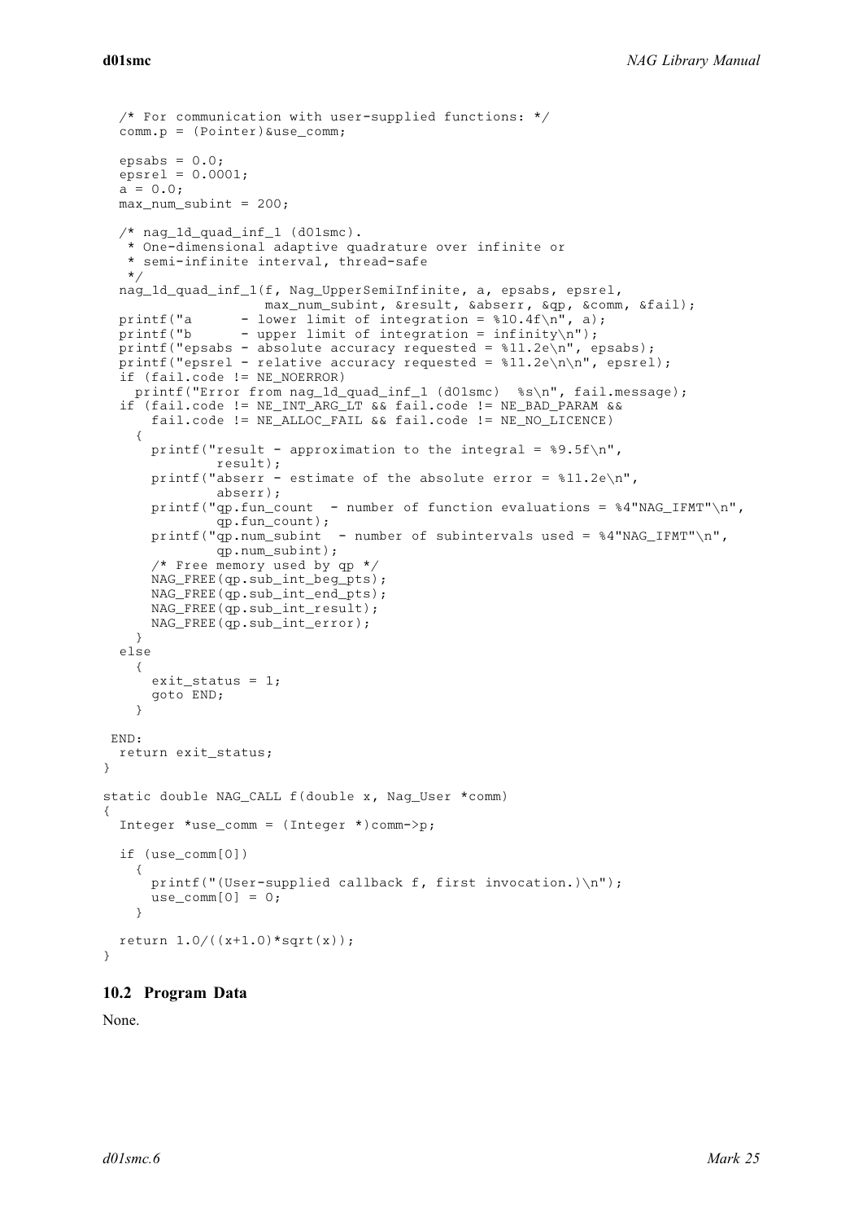```
  /* For communication with user-supplied functions: */
  comm.p = (Pointer)&use_comm;

  epsabs = 0.0;
  epsrel = 0.0001;
  a = 0.0;
  max_num_subint = 200;

  /* nag_1d_quad_inf_1 (d01smc).
   * One-dimensional adaptive quadrature over infinite or
   * semi-infinite interval, thread-safe
   */
  nag_1d_quad_inf_1(f, Nag_UpperSemiInfinite, a, epsabs, epsrel,
                    max_num_subint, &result, &abserr, &qp, &comm, &fail);
  printf("a      - lower limit of integration = %10.4f\n", a);
  printf("b      - upper limit of integration = infinity\n");
  printf("epsabs - absolute accuracy requested = %11.2e\n", epsabs);
  printf("epsrel - relative accuracy requested = %11.2e\n\n", epsrel);
  if (fail.code != NE_NOERROR)
    printf("Error from nag_1d_quad_inf_1 (d01smc)  %s\n", fail.message);
  if (fail.code != NE_INT_ARG_LT && fail.code != NE_BAD_PARAM &&
      fail.code != NE_ALLOC_FAIL && fail.code != NE_NO_LICENCE)
    {
      printf("result - approximation to the integral = %9.5f\n",
              result);
      printf("abserr - estimate of the absolute error = %11.2e\n",
              abserr);
      printf("qp.fun_count  - number of function evaluations = %4"NAG_IFMT"\n",
              qp.fun_count);
      printf("qp.num_subint  - number of subintervals used = %4"NAG_IFMT"\n",
              qp.num_subint);
      /* Free memory used by qp */
      NAG_FREE(qp.sub_int_beg_pts);
      NAG_FREE(qp.sub_int_end_pts);
      NAG_FREE(qp.sub_int_result);
      NAG_FREE(qp.sub_int_error);
    }
  else
    {
      exit_status = 1;
      goto END;
    }

 END:
  return exit_status;
}

static double NAG_CALL f(double x, Nag_User *comm)
{
  Integer *use_comm = (Integer *)comm->p;

  if (use_comm[0])
    {
      printf("(User-supplied callback f, first invocation.)\n");
      use_comm[0] = 0;
    }

  return 1.0/((x+1.0)*sqrt(x));
}
```

## 10.2 Program Data

None.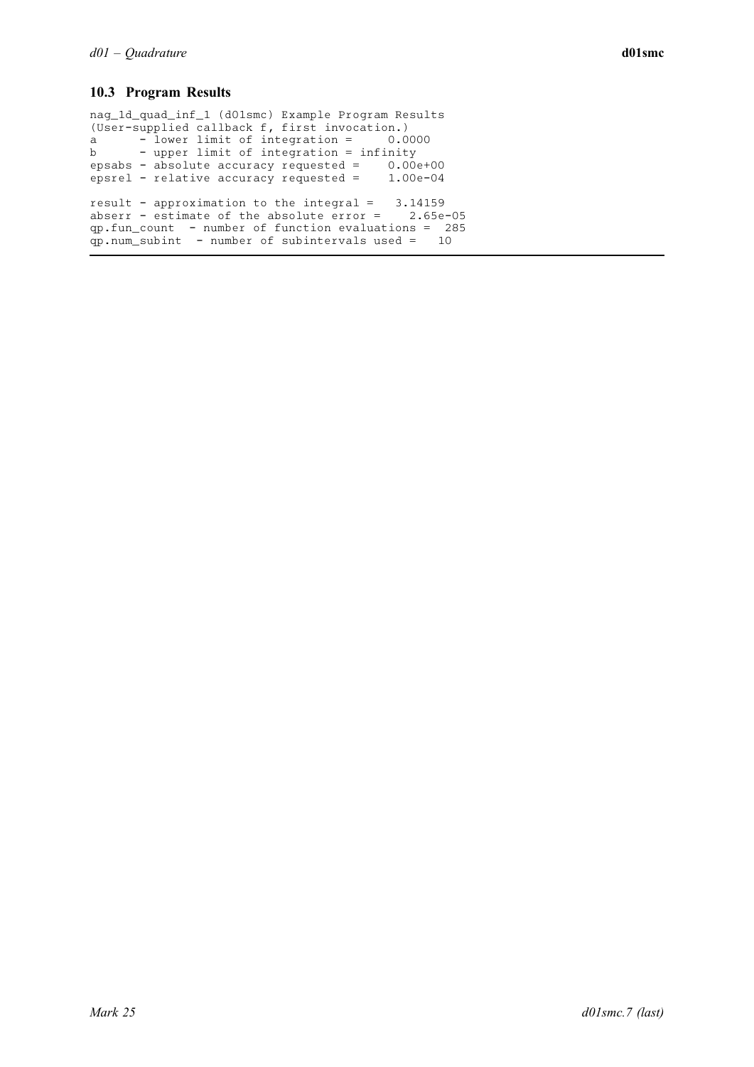### 10.3 Program Results

```
nag_1d_quad_inf_1 (d01smc) Example Program Results
(User-supplied callback f, first invocation.)
a      - lower limit of integration =     0.0000
b      - upper limit of integration = infinity
epsabs - absolute accuracy requested =    0.00e+00
epsrel - relative accuracy requested =    1.00e-04

result - approximation to the integral =   3.14159
abserr - estimate of the absolute error =    2.65e-05
qp.fun_count  - number of function evaluations =  285
qp.num_subint  - number of subintervals used =   10
```